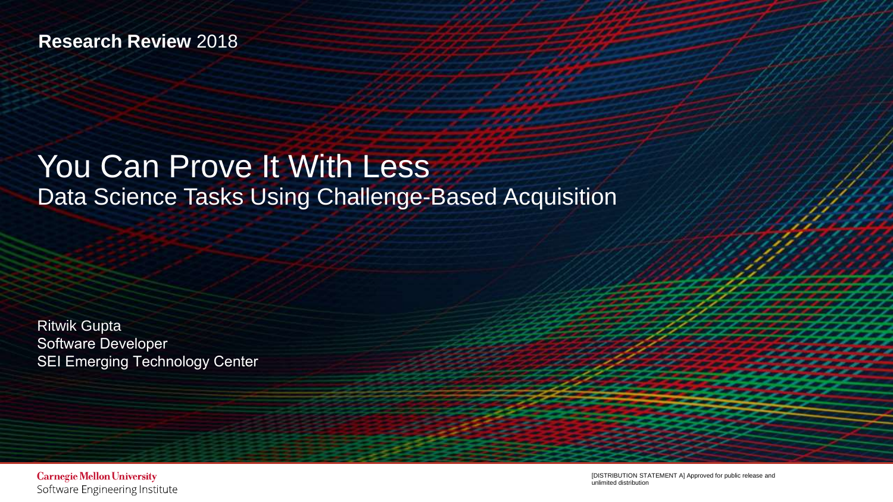**Research Review** 2018

# You Can Prove It With Less

## Data Science Tasks Using Challenge-Based Acquisition

Ritwik Gupta
Software Developer
SEI Emerging Technology Center

Carnegie Mellon University
Software Engineering Institute

[DISTRIBUTION STATEMENT A] Approved for public release and unlimited distribution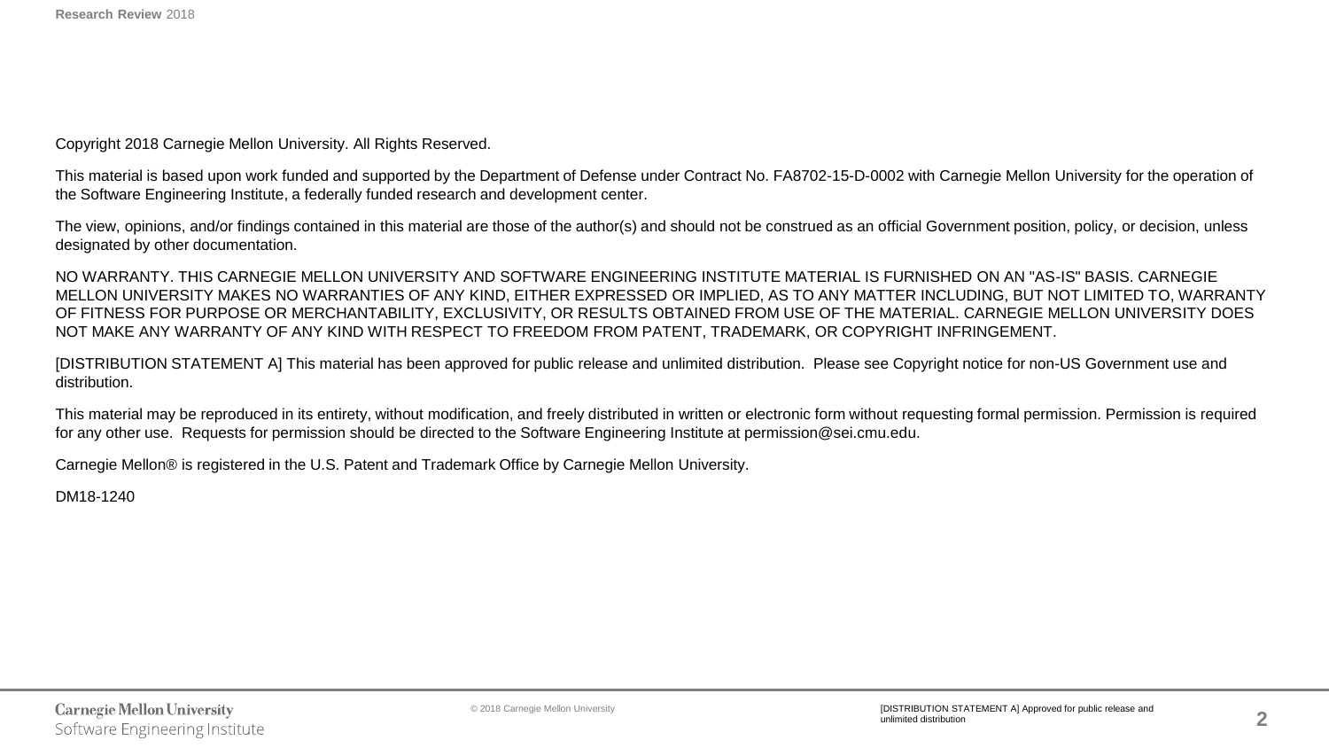Copyright 2018 Carnegie Mellon University. All Rights Reserved.

This material is based upon work funded and supported by the Department of Defense under Contract No. FA8702-15-D-0002 with Carnegie Mellon University for the operation of the Software Engineering Institute, a federally funded research and development center.

The view, opinions, and/or findings contained in this material are those of the author(s) and should not be construed as an official Government position, policy, or decision, unless designated by other documentation.

NO WARRANTY. THIS CARNEGIE MELLON UNIVERSITY AND SOFTWARE ENGINEERING INSTITUTE MATERIAL IS FURNISHED ON AN "AS-IS" BASIS. CARNEGIE MELLON UNIVERSITY MAKES NO WARRANTIES OF ANY KIND, EITHER EXPRESSED OR IMPLIED, AS TO ANY MATTER INCLUDING, BUT NOT LIMITED TO, WARRANTY OF FITNESS FOR PURPOSE OR MERCHANTABILITY, EXCLUSIVITY, OR RESULTS OBTAINED FROM USE OF THE MATERIAL. CARNEGIE MELLON UNIVERSITY DOES NOT MAKE ANY WARRANTY OF ANY KIND WITH RESPECT TO FREEDOM FROM PATENT, TRADEMARK, OR COPYRIGHT INFRINGEMENT.

[DISTRIBUTION STATEMENT A] This material has been approved for public release and unlimited distribution. Please see Copyright notice for non-US Government use and distribution.

This material may be reproduced in its entirety, without modification, and freely distributed in written or electronic form without requesting formal permission. Permission is required for any other use. Requests for permission should be directed to the Software Engineering Institute at permission@sei.cmu.edu.

Carnegie Mellon® is registered in the U.S. Patent and Trademark Office by Carnegie Mellon University.

DM18-1240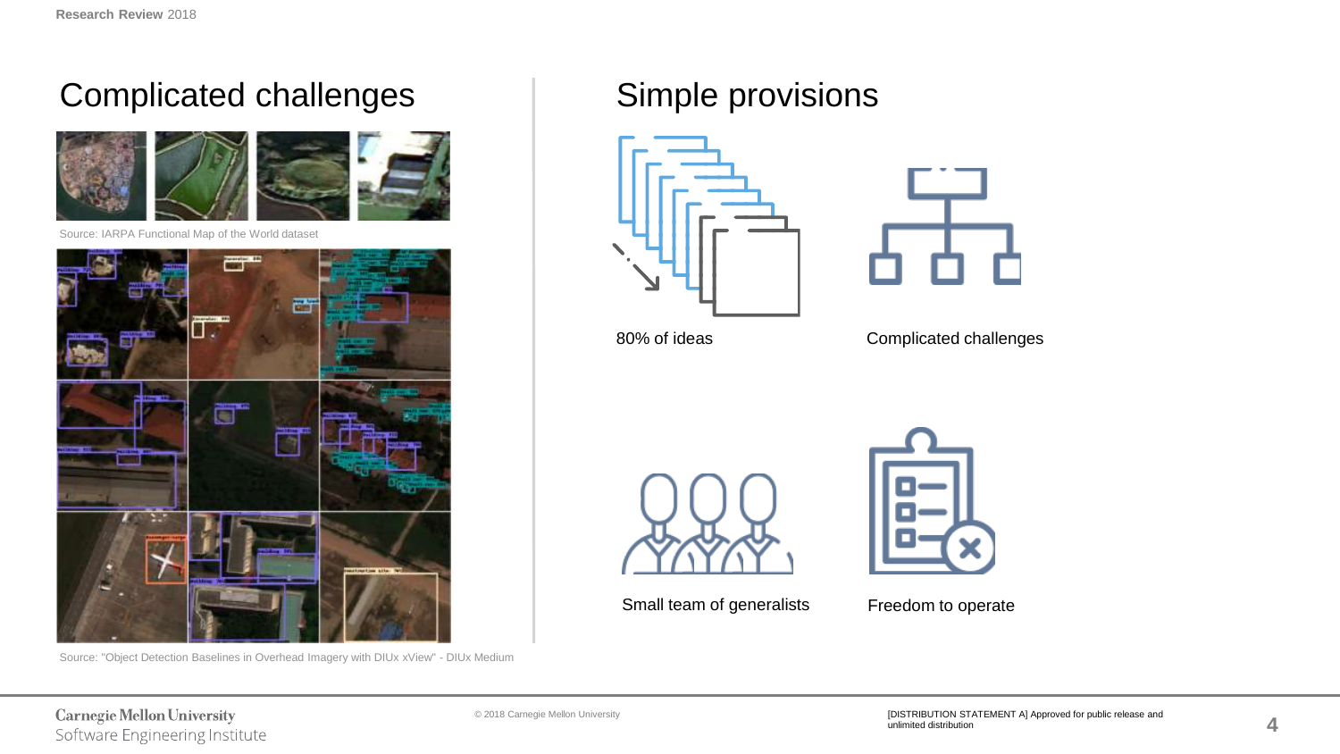# Complicated challenges

Source: IARPA Functional Map of the World dataset

Source: "Object Detection Baselines in Overhead Imagery with DIUx xView" - DIUx Medium

# Simple provisions

80% of ideas

Complicated challenges

Small team of generalists

Freedom to operate